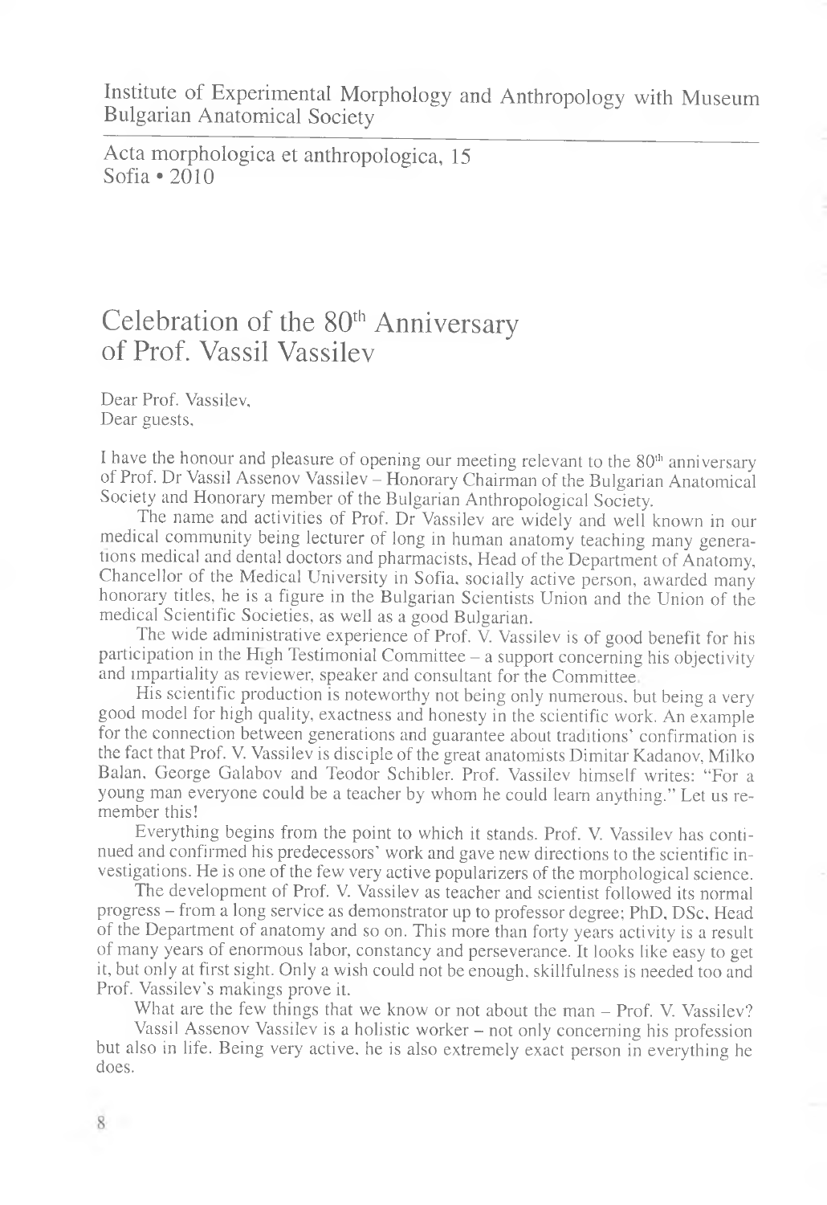Institute of Experimental Morphology and Anthropology with Museum
Bulgarian Anatomical Society

Acta morphologica et anthropologica, 15
Sofia • 2010

# Celebration of the 80th Anniversary of Prof. Vassil Vassilev

Dear Prof. Vassilev,
Dear guests,

I have the honour and pleasure of opening our meeting relevant to the 80th anniversary of Prof. Dr Vassil Assenov Vassilev – Honorary Chairman of the Bulgarian Anatomical Society and Honorary member of the Bulgarian Anthropological Society.

The name and activities of Prof. Dr Vassilev are widely and well known in our medical community being lecturer of long in human anatomy teaching many generations medical and dental doctors and pharmacists, Head of the Department of Anatomy, Chancellor of the Medical University in Sofia, socially active person, awarded many honorary titles, he is a figure in the Bulgarian Scientists Union and the Union of the medical Scientific Societies, as well as a good Bulgarian.

The wide administrative experience of Prof. V. Vassilev is of good benefit for his participation in the High Testimonial Committee – a support concerning his objectivity and impartiality as reviewer, speaker and consultant for the Committee.

His scientific production is noteworthy not being only numerous, but being a very good model for high quality, exactness and honesty in the scientific work. An example for the connection between generations and guarantee about traditions' confirmation is the fact that Prof. V. Vassilev is disciple of the great anatomists Dimitar Kadanov, Milko Balan, George Galabov and Teodor Schibler. Prof. Vassilev himself writes: "For a young man everyone could be a teacher by whom he could learn anything." Let us remember this!

Everything begins from the point to which it stands. Prof. V. Vassilev has continued and confirmed his predecessors' work and gave new directions to the scientific investigations. He is one of the few very active popularizers of the morphological science.

The development of Prof. V. Vassilev as teacher and scientist followed its normal progress – from a long service as demonstrator up to professor degree; PhD, DSc, Head of the Department of anatomy and so on. This more than forty years activity is a result of many years of enormous labor, constancy and perseverance. It looks like easy to get it, but only at first sight. Only a wish could not be enough, skillfulness is needed too and Prof. Vassilev's makings prove it.

What are the few things that we know or not about the man – Prof. V. Vassilev?

Vassil Assenov Vassilev is a holistic worker – not only concerning his profession but also in life. Being very active, he is also extremely exact person in everything he does.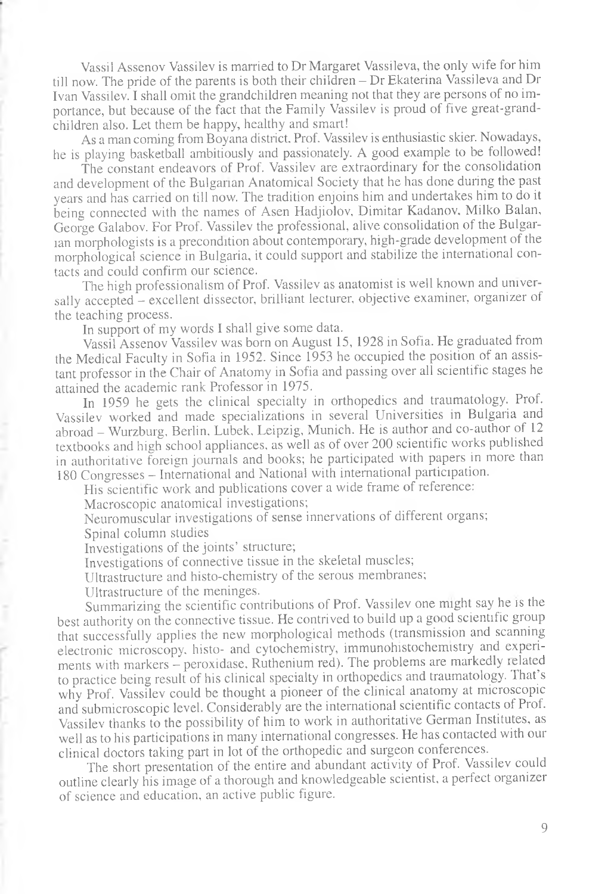Vassil Assenov Vassilev is married to Dr Margaret Vassileva, the only wife for him till now. The pride of the parents is both their children – Dr Ekaterina Vassileva and Dr Ivan Vassilev. I shall omit the grandchildren meaning not that they are persons of no importance, but because of the fact that the Family Vassilev is proud of five great-grandchildren also. Let them be happy, healthy and smart!

As a man coming from Boyana district, Prof. Vassilev is enthusiastic skier. Nowadays, he is playing basketball ambitiously and passionately. A good example to be followed!

The constant endeavors of Prof. Vassilev are extraordinary for the consolidation and development of the Bulgarian Anatomical Society that he has done during the past years and has carried on till now. The tradition enjoins him and undertakes him to do it being connected with the names of Asen Hadjiolov, Dimitar Kadanov, Milko Balan, George Galabov. For Prof. Vassilev the professional, alive consolidation of the Bulgarian morphologists is a precondition about contemporary, high-grade development of the morphological science in Bulgaria, it could support and stabilize the international contacts and could confirm our science.

The high professionalism of Prof. Vassilev as anatomist is well known and universally accepted – excellent dissector, brilliant lecturer, objective examiner, organizer of the teaching process.

In support of my words I shall give some data.

Vassil Assenov Vassilev was born on August 15, 1928 in Sofia. He graduated from the Medical Faculty in Sofia in 1952. Since 1953 he occupied the position of an assistant professor in the Chair of Anatomy in Sofia and passing over all scientific stages he attained the academic rank Professor in 1975.

In 1959 he gets the clinical specialty in orthopedics and traumatology. Prof. Vassilev worked and made specializations in several Universities in Bulgaria and abroad – Wurzburg, Berlin, Lubek, Leipzig, Munich. He is author and co-author of 12 textbooks and high school appliances, as well as of over 200 scientific works published in authoritative foreign journals and books; he participated with papers in more than 180 Congresses – International and National with international participation.

His scientific work and publications cover a wide frame of reference:

Macroscopic anatomical investigations;

Neuromuscular investigations of sense innervations of different organs;

Spinal column studies

Investigations of the joints' structure;

Investigations of connective tissue in the skeletal muscles;

Ultrastructure and histo-chemistry of the serous membranes;

Ultrastructure of the meninges.

Summarizing the scientific contributions of Prof. Vassilev one might say he is the best authority on the connective tissue. He contrived to build up a good scientific group that successfully applies the new morphological methods (transmission and scanning electronic microscopy, histo- and cytochemistry, immunohistochemistry and experiments with markers – peroxidase, Ruthenium red). The problems are markedly related to practice being result of his clinical specialty in orthopedics and traumatology. That's why Prof. Vassilev could be thought a pioneer of the clinical anatomy at microscopic and submicroscopic level. Considerably are the international scientific contacts of Prof. Vassilev thanks to the possibility of him to work in authoritative German Institutes, as well as to his participations in many international congresses. He has contacted with our clinical doctors taking part in lot of the orthopedic and surgeon conferences.

The short presentation of the entire and abundant activity of Prof. Vassilev could outline clearly his image of a thorough and knowledgeable scientist, a perfect organizer of science and education, an active public figure.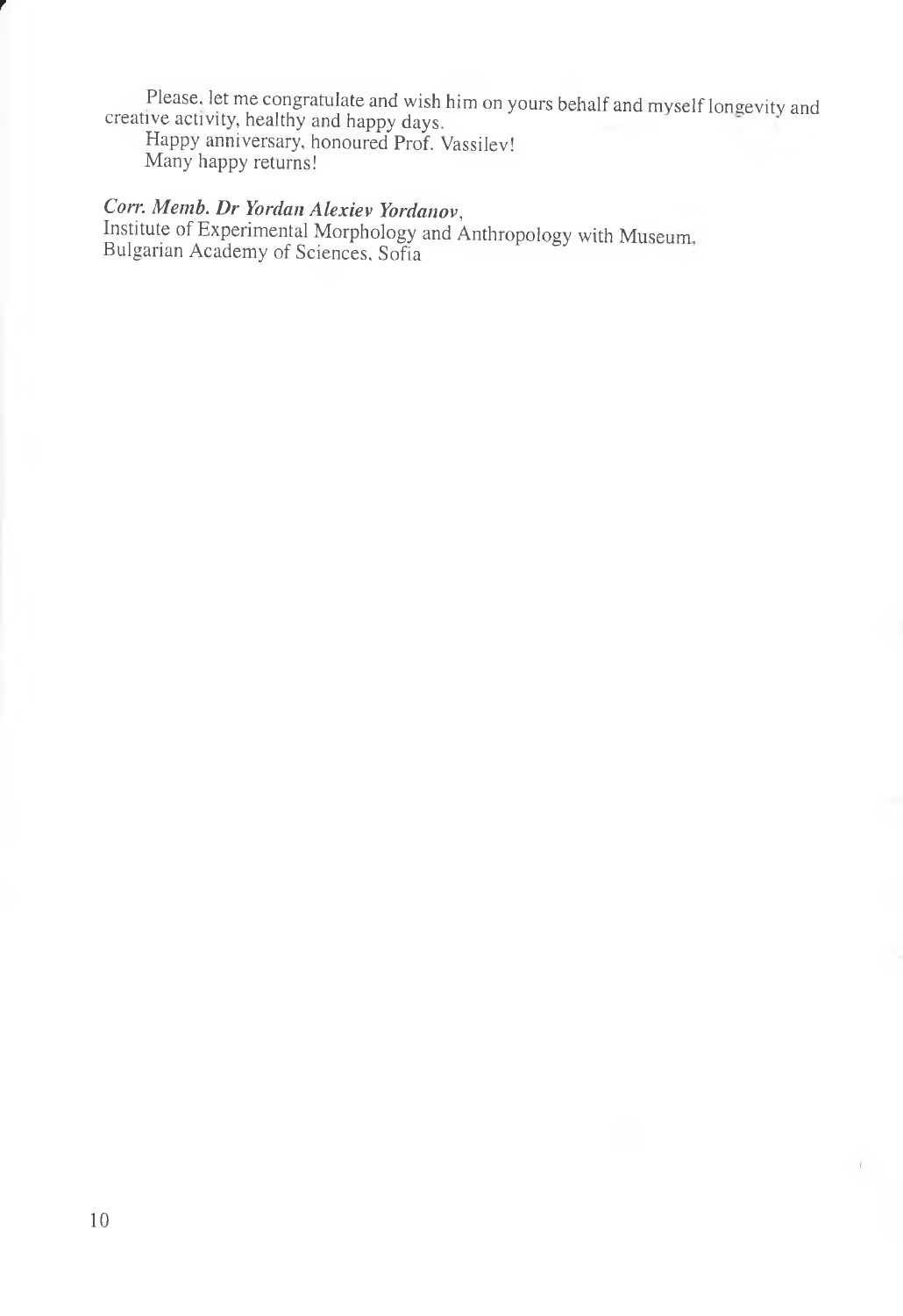Please, let me congratulate and wish him on yours behalf and myself longevity and creative activity, healthy and happy days.

Happy anniversary, honoured Prof. Vassilev!

Many happy returns!

***Corr. Memb. Dr Yordan Alexiev Yordanov***,
Institute of Experimental Morphology and Anthropology with Museum,
Bulgarian Academy of Sciences, Sofia